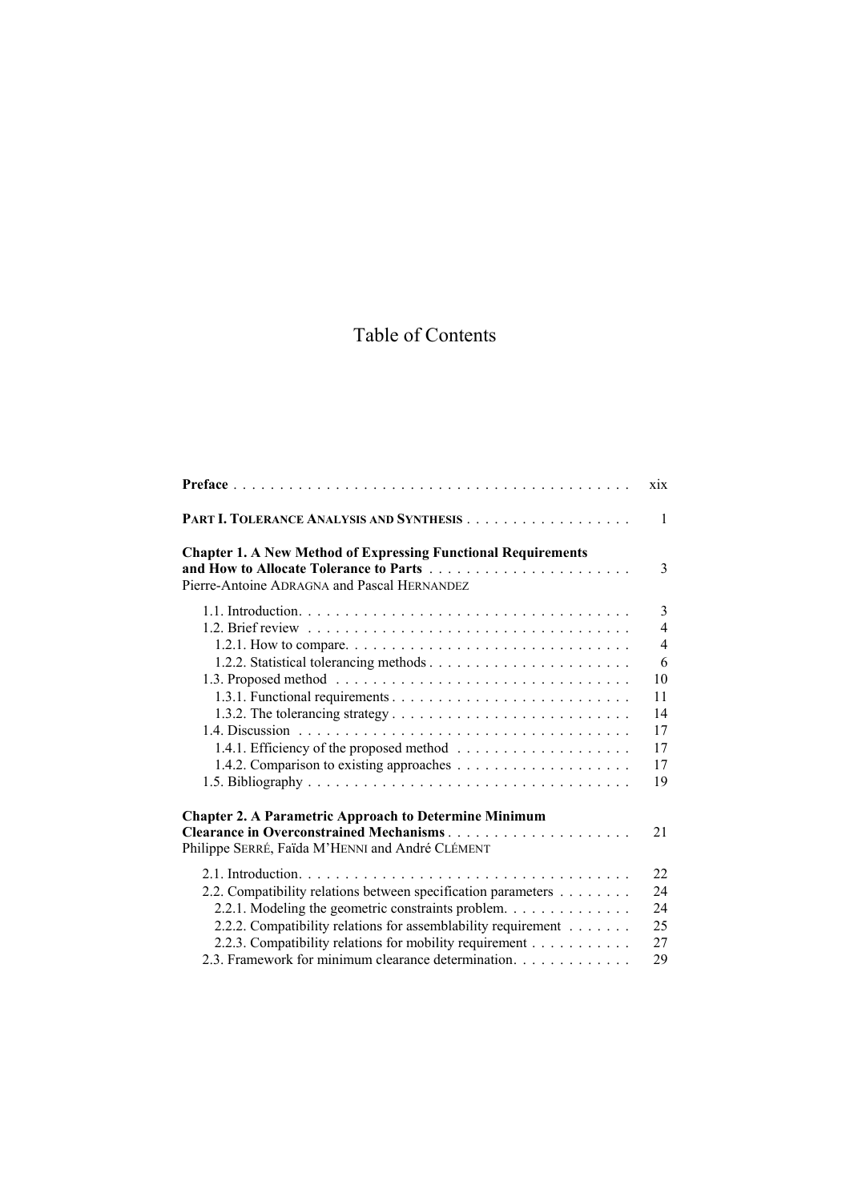# Table of Contents

**Preface** . . . . . . . . . . . . . . . . . . . . . . . . . . . . . . . . . . . . . . . . . . . xix

**PART I. TOLERANCE ANALYSIS AND SYNTHESIS** . . . . . . . . . . . . . . . . . . 1

**Chapter 1. A New Method of Expressing Functional Requirements and How to Allocate Tolerance to Parts** . . . . . . . . . . . . . . . . . . . . . . . 3
Pierre-Antoine ADRAGNA and Pascal HERNANDEZ

- 1.1. Introduction. . . . . . . . . . . . . . . . . . . . . . . . . . . . . . . . . . . . 3
- 1.2. Brief review . . . . . . . . . . . . . . . . . . . . . . . . . . . . . . . . . . . 4
  - 1.2.1. How to compare. . . . . . . . . . . . . . . . . . . . . . . . . . . . . . 4
  - 1.2.2. Statistical tolerancing methods . . . . . . . . . . . . . . . . . . . . . . 6
- 1.3. Proposed method . . . . . . . . . . . . . . . . . . . . . . . . . . . . . . . 10
  - 1.3.1. Functional requirements . . . . . . . . . . . . . . . . . . . . . . . . . 11
  - 1.3.2. The tolerancing strategy . . . . . . . . . . . . . . . . . . . . . . . . . 14
- 1.4. Discussion . . . . . . . . . . . . . . . . . . . . . . . . . . . . . . . . . . . 17
  - 1.4.1. Efficiency of the proposed method . . . . . . . . . . . . . . . . . . . 17
  - 1.4.2. Comparison to existing approaches . . . . . . . . . . . . . . . . . . . 17
- 1.5. Bibliography . . . . . . . . . . . . . . . . . . . . . . . . . . . . . . . . . . 19

**Chapter 2. A Parametric Approach to Determine Minimum Clearance in Overconstrained Mechanisms** . . . . . . . . . . . . . . . . . . . . 21
Philippe SERRÉ, Faïda M'HENNI and André CLÉMENT

- 2.1. Introduction. . . . . . . . . . . . . . . . . . . . . . . . . . . . . . . . . . . . 22
- 2.2. Compatibility relations between specification parameters . . . . . . . . 24
  - 2.2.1. Modeling the geometric constraints problem. . . . . . . . . . . . . . 24
  - 2.2.2. Compatibility relations for assemblability requirement . . . . . . . 25
  - 2.2.3. Compatibility relations for mobility requirement . . . . . . . . . . . 27
- 2.3. Framework for minimum clearance determination. . . . . . . . . . . . . 29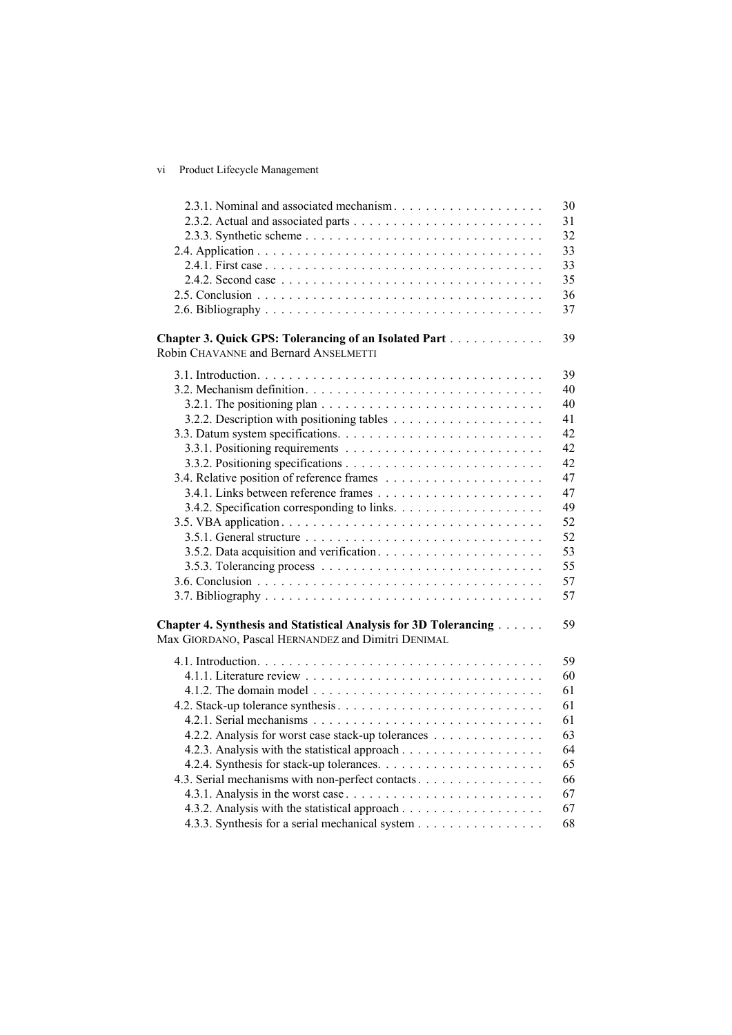2.3.1. Nominal and associated mechanism . . . . . . . . . . . . . . . . . . . 30
2.3.2. Actual and associated parts . . . . . . . . . . . . . . . . . . . . . . . . 31
2.3.3. Synthetic scheme . . . . . . . . . . . . . . . . . . . . . . . . . . . . . 32
2.4. Application . . . . . . . . . . . . . . . . . . . . . . . . . . . . . . . . . . . 33
2.4.1. First case . . . . . . . . . . . . . . . . . . . . . . . . . . . . . . . . . 33
2.4.2. Second case . . . . . . . . . . . . . . . . . . . . . . . . . . . . . . . . 35
2.5. Conclusion . . . . . . . . . . . . . . . . . . . . . . . . . . . . . . . . . . . 36
2.6. Bibliography . . . . . . . . . . . . . . . . . . . . . . . . . . . . . . . . . . 37

**Chapter 3. Quick GPS: Tolerancing of an Isolated Part** . . . . . . . . . . . 39
Robin CHAVANNE and Bernard ANSELMETTI

3.1. Introduction. . . . . . . . . . . . . . . . . . . . . . . . . . . . . . . . . . . 39
3.2. Mechanism definition. . . . . . . . . . . . . . . . . . . . . . . . . . . . . . 40
3.2.1. The positioning plan . . . . . . . . . . . . . . . . . . . . . . . . . . . . 40
3.2.2. Description with positioning tables . . . . . . . . . . . . . . . . . . . 41
3.3. Datum system specifications. . . . . . . . . . . . . . . . . . . . . . . . . . 42
3.3.1. Positioning requirements . . . . . . . . . . . . . . . . . . . . . . . . . 42
3.3.2. Positioning specifications . . . . . . . . . . . . . . . . . . . . . . . . . 42
3.4. Relative position of reference frames . . . . . . . . . . . . . . . . . . . . 47
3.4.1. Links between reference frames . . . . . . . . . . . . . . . . . . . . . 47
3.4.2. Specification corresponding to links. . . . . . . . . . . . . . . . . . . 49
3.5. VBA application . . . . . . . . . . . . . . . . . . . . . . . . . . . . . . . . 52
3.5.1. General structure . . . . . . . . . . . . . . . . . . . . . . . . . . . . . 52
3.5.2. Data acquisition and verification. . . . . . . . . . . . . . . . . . . . . 53
3.5.3. Tolerancing process . . . . . . . . . . . . . . . . . . . . . . . . . . . . 55
3.6. Conclusion . . . . . . . . . . . . . . . . . . . . . . . . . . . . . . . . . . . 57
3.7. Bibliography . . . . . . . . . . . . . . . . . . . . . . . . . . . . . . . . . . 57

**Chapter 4. Synthesis and Statistical Analysis for 3D Tolerancing** . . . . . . 59
Max GIORDANO, Pascal HERNANDEZ and Dimitri DENIMAL

4.1. Introduction. . . . . . . . . . . . . . . . . . . . . . . . . . . . . . . . . . . 59
4.1.1. Literature review . . . . . . . . . . . . . . . . . . . . . . . . . . . . . 60
4.1.2. The domain model . . . . . . . . . . . . . . . . . . . . . . . . . . . . . 61
4.2. Stack-up tolerance synthesis . . . . . . . . . . . . . . . . . . . . . . . . . . 61
4.2.1. Serial mechanisms . . . . . . . . . . . . . . . . . . . . . . . . . . . . . 61
4.2.2. Analysis for worst case stack-up tolerances . . . . . . . . . . . . . . 63
4.2.3. Analysis with the statistical approach . . . . . . . . . . . . . . . . . . 64
4.2.4. Synthesis for stack-up tolerances. . . . . . . . . . . . . . . . . . . . . 65
4.3. Serial mechanisms with non-perfect contacts. . . . . . . . . . . . . . . . . 66
4.3.1. Analysis in the worst case . . . . . . . . . . . . . . . . . . . . . . . . . 67
4.3.2. Analysis with the statistical approach . . . . . . . . . . . . . . . . . . 67
4.3.3. Synthesis for a serial mechanical system . . . . . . . . . . . . . . . . 68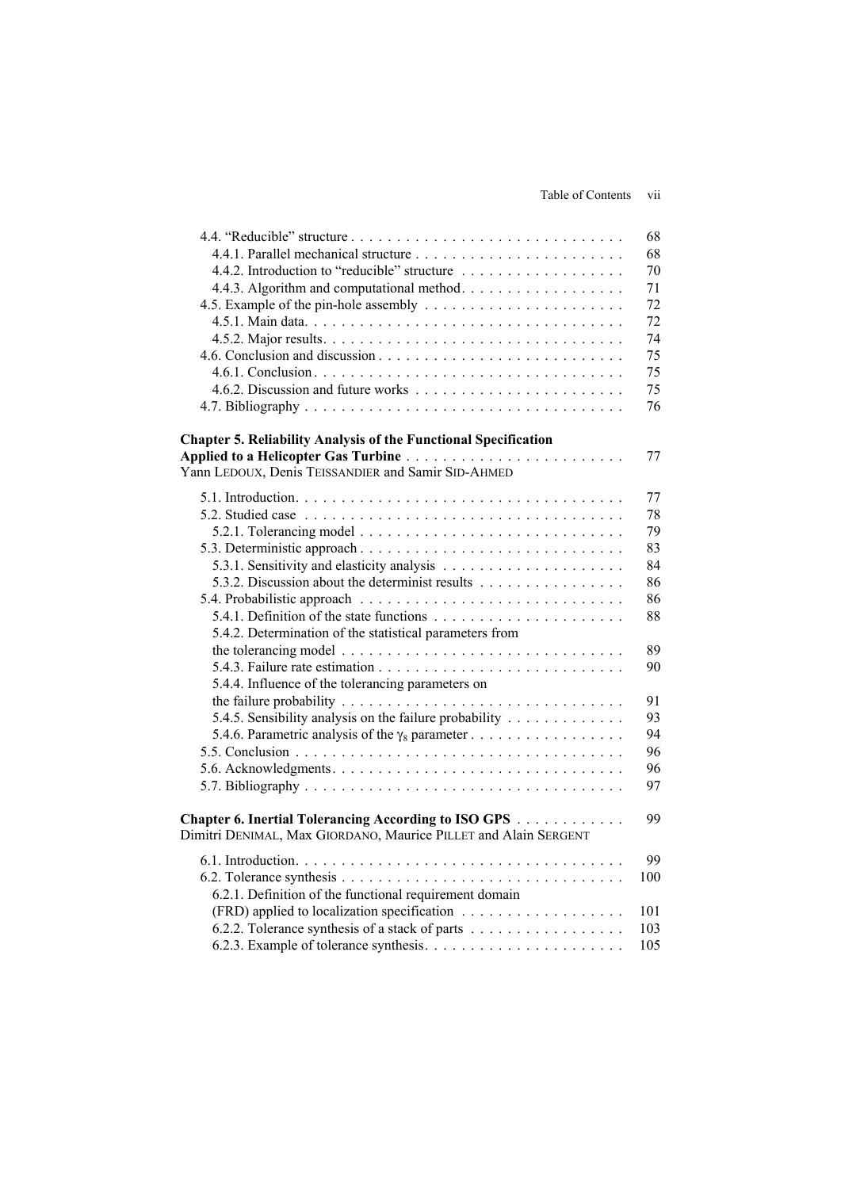4.4. “Reducible” structure . . . . . . . . . . 68
4.4.1. Parallel mechanical structure . . . . . . . . . . 68
4.4.2. Introduction to “reducible” structure . . . . . . . . . . 70
4.4.3. Algorithm and computational method . . . . . . . . . . 71
4.5. Example of the pin-hole assembly . . . . . . . . . . 72
4.5.1. Main data . . . . . . . . . . 72
4.5.2. Major results . . . . . . . . . . 74
4.6. Conclusion and discussion . . . . . . . . . . 75
4.6.1. Conclusion . . . . . . . . . . 75
4.6.2. Discussion and future works . . . . . . . . . . 75
4.7. Bibliography . . . . . . . . . . 76

**Chapter 5. Reliability Analysis of the Functional Specification Applied to a Helicopter Gas Turbine** . . . . . . . . . . 77
Yann LEDOUX, Denis TEISSANDIER and Samir SID-AHMED

5.1. Introduction . . . . . . . . . . 77
5.2. Studied case . . . . . . . . . . 78
5.2.1. Tolerancing model . . . . . . . . . . 79
5.3. Deterministic approach . . . . . . . . . . 83
5.3.1. Sensitivity and elasticity analysis . . . . . . . . . . 84
5.3.2. Discussion about the determinist results . . . . . . . . . . 86
5.4. Probabilistic approach . . . . . . . . . . 86
5.4.1. Definition of the state functions . . . . . . . . . . 88
5.4.2. Determination of the statistical parameters from the tolerancing model . . . . . . . . . . 89
5.4.3. Failure rate estimation . . . . . . . . . . 90
5.4.4. Influence of the tolerancing parameters on the failure probability . . . . . . . . . . 91
5.4.5. Sensibility analysis on the failure probability . . . . . . . . . . 93
5.4.6. Parametric analysis of the $\gamma_8$ parameter . . . . . . . . . . 94
5.5. Conclusion . . . . . . . . . . 96
5.6. Acknowledgments . . . . . . . . . . 96
5.7. Bibliography . . . . . . . . . . 97

**Chapter 6. Inertial Tolerancing According to ISO GPS** . . . . . . . . . . 99
Dimitri DENIMAL, Max GIORDANO, Maurice PILLET and Alain SERGENT

6.1. Introduction . . . . . . . . . . 99
6.2. Tolerance synthesis . . . . . . . . . . 100
6.2.1. Definition of the functional requirement domain (FRD) applied to localization specification . . . . . . . . . . 101
6.2.2. Tolerance synthesis of a stack of parts . . . . . . . . . . 103
6.2.3. Example of tolerance synthesis . . . . . . . . . . 105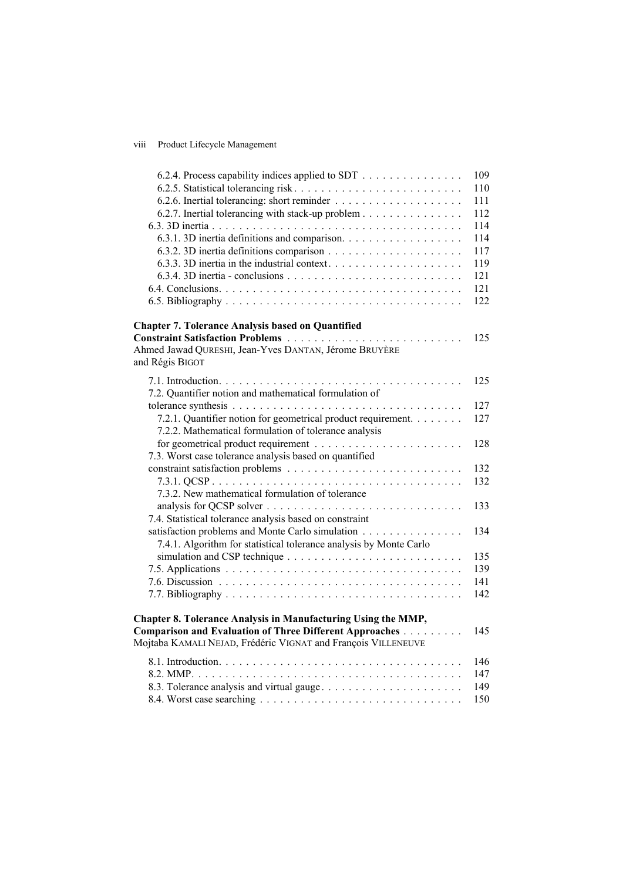6.2.4. Process capability indices applied to SDT . . . . . . . . . . . . . . . 109
6.2.5. Statistical tolerancing risk . . . . . . . . . . . . . . . . . . . . . . . . . 110
6.2.6. Inertial tolerancing: short reminder . . . . . . . . . . . . . . . . . . . 111
6.2.7. Inertial tolerancing with stack-up problem . . . . . . . . . . . . . . . 112
6.3. 3D inertia . . . . . . . . . . . . . . . . . . . . . . . . . . . . . . . . . . . . 114
6.3.1. 3D inertia definitions and comparison. . . . . . . . . . . . . . . . . . 114
6.3.2. 3D inertia definitions comparison . . . . . . . . . . . . . . . . . . . . 117
6.3.3. 3D inertia in the industrial context. . . . . . . . . . . . . . . . . . . . 119
6.3.4. 3D inertia - conclusions . . . . . . . . . . . . . . . . . . . . . . . . . . 121
6.4. Conclusions. . . . . . . . . . . . . . . . . . . . . . . . . . . . . . . . . . . 121
6.5. Bibliography . . . . . . . . . . . . . . . . . . . . . . . . . . . . . . . . . . 122

**Chapter 7. Tolerance Analysis based on Quantified Constraint Satisfaction Problems** . . . . . . . . . . . . . . . . . . . . . . . . . . 125
Ahmed Jawad QURESHI, Jean-Yves DANTAN, Jérome BRUYÈRE and Régis BIGOT

7.1. Introduction. . . . . . . . . . . . . . . . . . . . . . . . . . . . . . . . . . . 125
7.2. Quantifier notion and mathematical formulation of tolerance synthesis . . . . . . . . . . . . . . . . . . . . . . . . . . . . . . . . . 127
7.2.1. Quantifier notion for geometrical product requirement. . . . . . . . 127
7.2.2. Mathematical formulation of tolerance analysis for geometrical product requirement . . . . . . . . . . . . . . . . . . . . . 128
7.3. Worst case tolerance analysis based on quantified constraint satisfaction problems . . . . . . . . . . . . . . . . . . . . . . . . . 132
7.3.1. QCSP . . . . . . . . . . . . . . . . . . . . . . . . . . . . . . . . . . . . 132
7.3.2. New mathematical formulation of tolerance analysis for QCSP solver . . . . . . . . . . . . . . . . . . . . . . . . . . . . 133
7.4. Statistical tolerance analysis based on constraint satisfaction problems and Monte Carlo simulation . . . . . . . . . . . . . . . 134
7.4.1. Algorithm for statistical tolerance analysis by Monte Carlo simulation and CSP technique . . . . . . . . . . . . . . . . . . . . . . . . . 135
7.5. Applications . . . . . . . . . . . . . . . . . . . . . . . . . . . . . . . . . . 139
7.6. Discussion . . . . . . . . . . . . . . . . . . . . . . . . . . . . . . . . . . . 141
7.7. Bibliography . . . . . . . . . . . . . . . . . . . . . . . . . . . . . . . . . . 142

**Chapter 8. Tolerance Analysis in Manufacturing Using the MMP, Comparison and Evaluation of Three Different Approaches** . . . . . . . . . 145
Mojtaba KAMALI NEJAD, Frédéric VIGNAT and François VILLENEUVE

8.1. Introduction. . . . . . . . . . . . . . . . . . . . . . . . . . . . . . . . . . . 146
8.2. MMP. . . . . . . . . . . . . . . . . . . . . . . . . . . . . . . . . . . . . . . 147
8.3. Tolerance analysis and virtual gauge. . . . . . . . . . . . . . . . . . . . . 149
8.4. Worst case searching . . . . . . . . . . . . . . . . . . . . . . . . . . . . . 150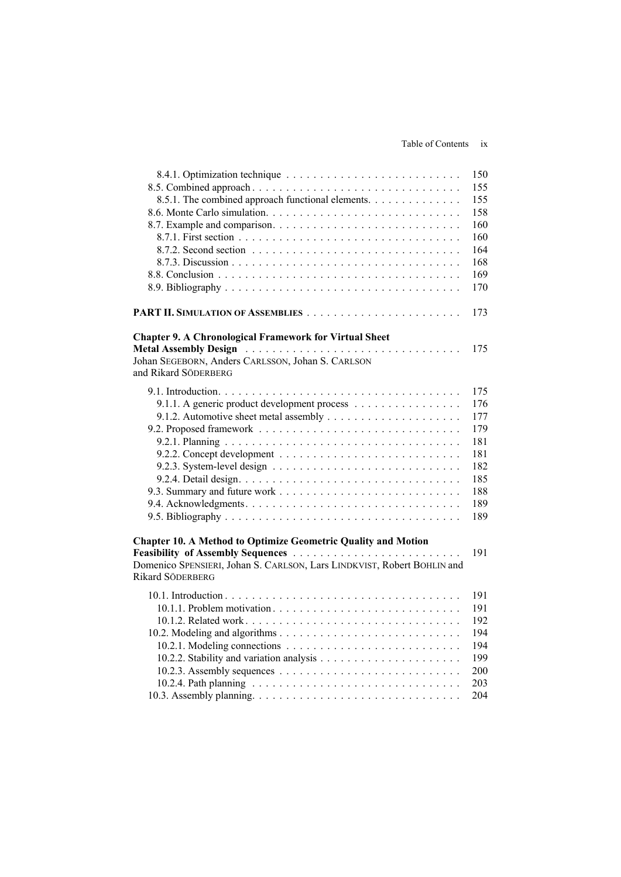8.4.1. Optimization technique . . . . . . . . . . . . . . . . . . . . . . . . . . 150
8.5. Combined approach . . . . . . . . . . . . . . . . . . . . . . . . . . . . . . . 155
8.5.1. The combined approach functional elements. . . . . . . . . . . . . 155
8.6. Monte Carlo simulation. . . . . . . . . . . . . . . . . . . . . . . . . . . . . 158
8.7. Example and comparison. . . . . . . . . . . . . . . . . . . . . . . . . . . . 160
8.7.1. First section . . . . . . . . . . . . . . . . . . . . . . . . . . . . . . . . . 160
8.7.2. Second section . . . . . . . . . . . . . . . . . . . . . . . . . . . . . . . 164
8.7.3. Discussion . . . . . . . . . . . . . . . . . . . . . . . . . . . . . . . . . . 168
8.8. Conclusion . . . . . . . . . . . . . . . . . . . . . . . . . . . . . . . . . . . . 169
8.9. Bibliography . . . . . . . . . . . . . . . . . . . . . . . . . . . . . . . . . . . 170

**PART II. SIMULATION OF ASSEMBLIES** . . . . . . . . . . . . . . . . . . . . . . . 173

**Chapter 9. A Chronological Framework for Virtual Sheet Metal Assembly Design** . . . . . . . . . . . . . . . . . . . . . . . . . . . . . . . . 175
Johan SEGEBORN, Anders CARLSSON, Johan S. CARLSON and Rikard SÖDERBERG

9.1. Introduction. . . . . . . . . . . . . . . . . . . . . . . . . . . . . . . . . . . . 175
9.1.1. A generic product development process . . . . . . . . . . . . . . . . 176
9.1.2. Automotive sheet metal assembly . . . . . . . . . . . . . . . . . . . . 177
9.2. Proposed framework . . . . . . . . . . . . . . . . . . . . . . . . . . . . . . 179
9.2.1. Planning . . . . . . . . . . . . . . . . . . . . . . . . . . . . . . . . . . . 181
9.2.2. Concept development . . . . . . . . . . . . . . . . . . . . . . . . . . . 181
9.2.3. System-level design . . . . . . . . . . . . . . . . . . . . . . . . . . . . 182
9.2.4. Detail design. . . . . . . . . . . . . . . . . . . . . . . . . . . . . . . . . 185
9.3. Summary and future work . . . . . . . . . . . . . . . . . . . . . . . . . . . 188
9.4. Acknowledgments. . . . . . . . . . . . . . . . . . . . . . . . . . . . . . . . 189
9.5. Bibliography . . . . . . . . . . . . . . . . . . . . . . . . . . . . . . . . . . . 189

**Chapter 10. A Method to Optimize Geometric Quality and Motion Feasibility of Assembly Sequences** . . . . . . . . . . . . . . . . . . . . . . . . . 191
Domenico SPENSIERI, Johan S. CARLSON, Lars LINDKVIST, Robert BOHLIN and Rikard SÖDERBERG

10.1. Introduction . . . . . . . . . . . . . . . . . . . . . . . . . . . . . . . . . . 191
10.1.1. Problem motivation. . . . . . . . . . . . . . . . . . . . . . . . . . . . 191
10.1.2. Related work. . . . . . . . . . . . . . . . . . . . . . . . . . . . . . . . 192
10.2. Modeling and algorithms . . . . . . . . . . . . . . . . . . . . . . . . . . . 194
10.2.1. Modeling connections . . . . . . . . . . . . . . . . . . . . . . . . . . 194
10.2.2. Stability and variation analysis . . . . . . . . . . . . . . . . . . . . . 199
10.2.3. Assembly sequences . . . . . . . . . . . . . . . . . . . . . . . . . . . 200
10.2.4. Path planning . . . . . . . . . . . . . . . . . . . . . . . . . . . . . . . 203
10.3. Assembly planning. . . . . . . . . . . . . . . . . . . . . . . . . . . . . . . 204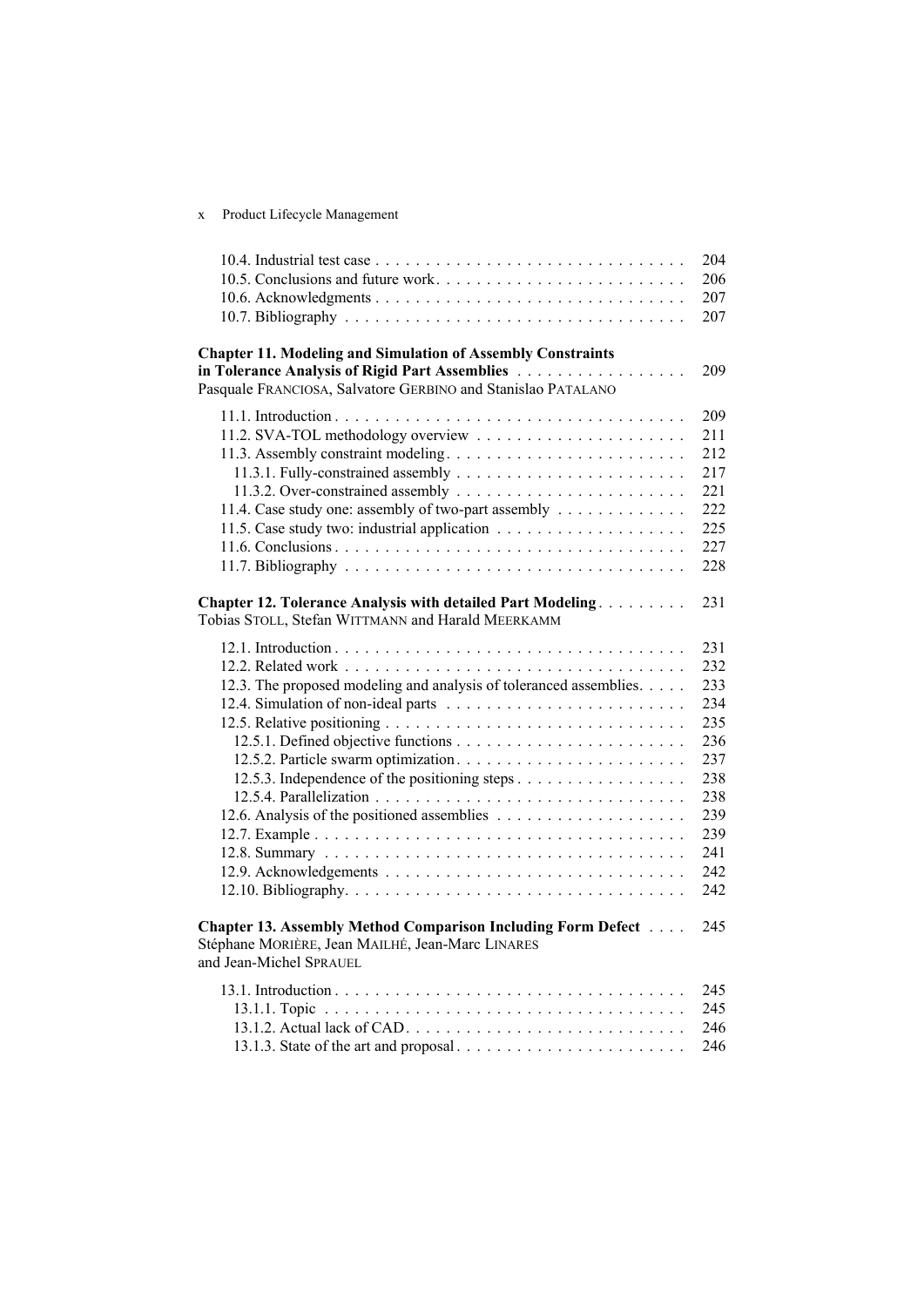10.4. Industrial test case . . . . . . . . . . 204
10.5. Conclusions and future work. . . . . . . . . . 206
10.6. Acknowledgments . . . . . . . . . . 207
10.7. Bibliography . . . . . . . . . . 207

**Chapter 11. Modeling and Simulation of Assembly Constraints in Tolerance Analysis of Rigid Part Assemblies** . . . . . . . . . . 209
Pasquale FRANCIOSA, Salvatore GERBINO and Stanislao PATALANO

11.1. Introduction . . . . . . . . . . 209
11.2. SVA-TOL methodology overview . . . . . . . . . . 211
11.3. Assembly constraint modeling . . . . . . . . . . 212
11.3.1. Fully-constrained assembly . . . . . . . . . . 217
11.3.2. Over-constrained assembly . . . . . . . . . . 221
11.4. Case study one: assembly of two-part assembly . . . . . . . . . . 222
11.5. Case study two: industrial application . . . . . . . . . . 225
11.6. Conclusions . . . . . . . . . . 227
11.7. Bibliography . . . . . . . . . . 228

**Chapter 12. Tolerance Analysis with detailed Part Modeling** . . . . . . . . . . 231
Tobias STOLL, Stefan WITTMANN and Harald MEERKAMM

12.1. Introduction . . . . . . . . . . 231
12.2. Related work . . . . . . . . . . 232
12.3. The proposed modeling and analysis of toleranced assemblies. . . . . 233
12.4. Simulation of non-ideal parts . . . . . . . . . . 234
12.5. Relative positioning . . . . . . . . . . 235
12.5.1. Defined objective functions . . . . . . . . . . 236
12.5.2. Particle swarm optimization . . . . . . . . . . 237
12.5.3. Independence of the positioning steps . . . . . . . . . . 238
12.5.4. Parallelization . . . . . . . . . . 238
12.6. Analysis of the positioned assemblies . . . . . . . . . . 239
12.7. Example . . . . . . . . . . 239
12.8. Summary . . . . . . . . . . 241
12.9. Acknowledgements . . . . . . . . . . 242
12.10. Bibliography. . . . . . . . . . . 242

**Chapter 13. Assembly Method Comparison Including Form Defect** . . . . 245
Stéphane MORIÈRE, Jean MAILHÉ, Jean-Marc LINARES and Jean-Michel SPRAUEL

13.1. Introduction . . . . . . . . . . 245
13.1.1. Topic . . . . . . . . . . 245
13.1.2. Actual lack of CAD. . . . . . . . . . . 246
13.1.3. State of the art and proposal . . . . . . . . . . 246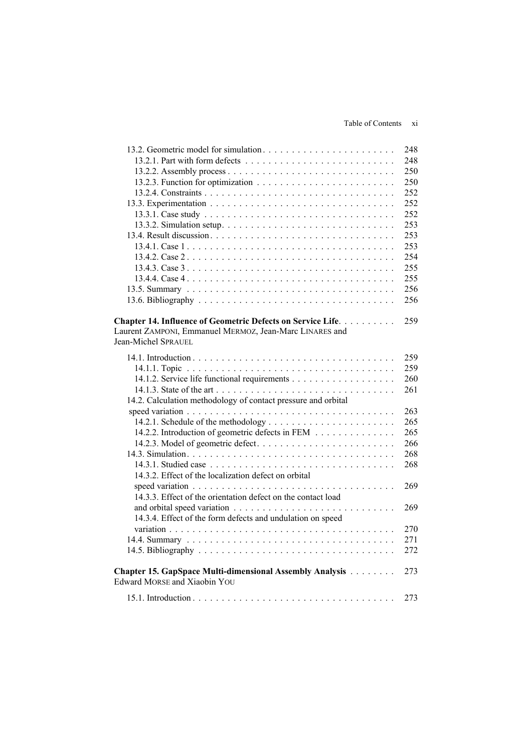13.2. Geometric model for simulation . . . . . . . . . . 248
13.2.1. Part with form defects . . . . . . . . . . 248
13.2.2. Assembly process . . . . . . . . . . 250
13.2.3. Function for optimization . . . . . . . . . . 250
13.2.4. Constraints . . . . . . . . . . 252
13.3. Experimentation . . . . . . . . . . 252
13.3.1. Case study . . . . . . . . . . 252
13.3.2. Simulation setup . . . . . . . . . . 253
13.4. Result discussion . . . . . . . . . . 253
13.4.1. Case 1 . . . . . . . . . . 253
13.4.2. Case 2 . . . . . . . . . . 254
13.4.3. Case 3 . . . . . . . . . . 255
13.4.4. Case 4 . . . . . . . . . . 255
13.5. Summary . . . . . . . . . . 256
13.6. Bibliography . . . . . . . . . . 256

**Chapter 14. Influence of Geometric Defects on Service Life** . . . . . . . . . . 259
Laurent ZAMPONI, Emmanuel MERMOZ, Jean-Marc LINARES and Jean-Michel SPRAUEL

14.1. Introduction . . . . . . . . . . 259
14.1.1. Topic . . . . . . . . . . 259
14.1.2. Service life functional requirements . . . . . . . . . . 260
14.1.3. State of the art . . . . . . . . . . 261
14.2. Calculation methodology of contact pressure and orbital speed variation . . . . . . . . . . 263
14.2.1. Schedule of the methodology . . . . . . . . . . 265
14.2.2. Introduction of geometric defects in FEM . . . . . . . . . . 265
14.2.3. Model of geometric defect . . . . . . . . . . 266
14.3. Simulation . . . . . . . . . . 268
14.3.1. Studied case . . . . . . . . . . 268
14.3.2. Effect of the localization defect on orbital speed variation . . . . . . . . . . 269
14.3.3. Effect of the orientation defect on the contact load and orbital speed variation . . . . . . . . . . 269
14.3.4. Effect of the form defects and undulation on speed variation . . . . . . . . . . 270
14.4. Summary . . . . . . . . . . 271
14.5. Bibliography . . . . . . . . . . 272

**Chapter 15. GapSpace Multi-dimensional Assembly Analysis** . . . . . . . . . . 273
Edward MORSE and Xiaobin YOU

15.1. Introduction . . . . . . . . . . 273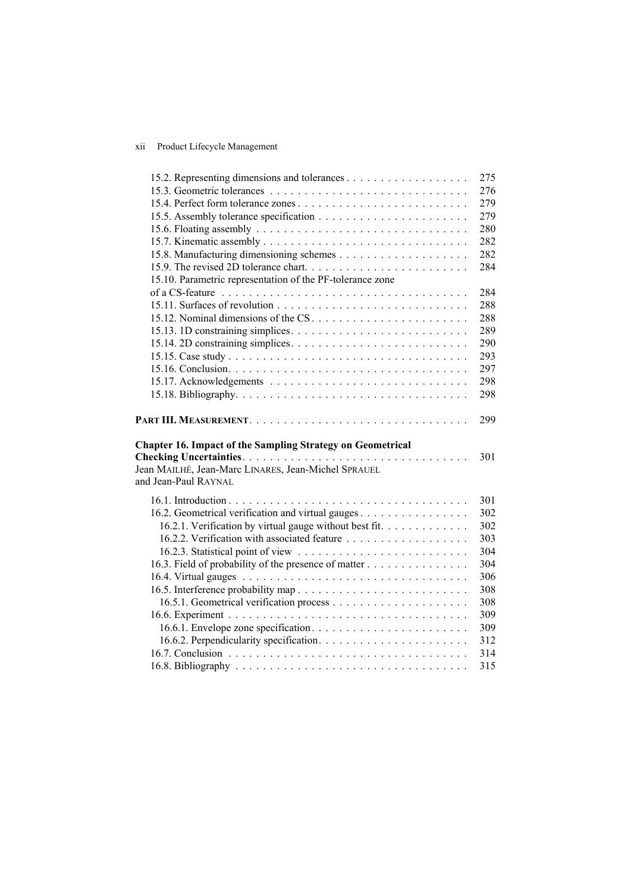15.2. Representing dimensions and tolerances . . . . . . . . . . . . . . . . . . 275
15.3. Geometric tolerances . . . . . . . . . . . . . . . . . . . . . . . . . . . . . 276
15.4. Perfect form tolerance zones . . . . . . . . . . . . . . . . . . . . . . . . . 279
15.5. Assembly tolerance specification . . . . . . . . . . . . . . . . . . . . . . 279
15.6. Floating assembly . . . . . . . . . . . . . . . . . . . . . . . . . . . . . . . 280
15.7. Kinematic assembly . . . . . . . . . . . . . . . . . . . . . . . . . . . . . . 282
15.8. Manufacturing dimensioning schemes . . . . . . . . . . . . . . . . . . . 282
15.9. The revised 2D tolerance chart. . . . . . . . . . . . . . . . . . . . . . . . 284
15.10. Parametric representation of the PF-tolerance zone of a CS-feature . . . . . . . . . . . . . . . . . . . . . . . . . . . . . . . . . . . . 284
15.11. Surfaces of revolution . . . . . . . . . . . . . . . . . . . . . . . . . . . . 288
15.12. Nominal dimensions of the CS . . . . . . . . . . . . . . . . . . . . . . . 288
15.13. 1D constraining simplices. . . . . . . . . . . . . . . . . . . . . . . . . . 289
15.14. 2D constraining simplices. . . . . . . . . . . . . . . . . . . . . . . . . . 290
15.15. Case study . . . . . . . . . . . . . . . . . . . . . . . . . . . . . . . . . . 293
15.16. Conclusion. . . . . . . . . . . . . . . . . . . . . . . . . . . . . . . . . . 297
15.17. Acknowledgements . . . . . . . . . . . . . . . . . . . . . . . . . . . . . 298
15.18. Bibliography. . . . . . . . . . . . . . . . . . . . . . . . . . . . . . . . . 298

**PART III. MEASUREMENT** . . . . . . . . . . . . . . . . . . . . . . . . . . . . . . 299

**Chapter 16. Impact of the Sampling Strategy on Geometrical Checking Uncertainties** . . . . . . . . . . . . . . . . . . . . . . . . . . . . . . . . 301
Jean MAILHÉ, Jean-Marc LINARES, Jean-Michel SPRAUEL and Jean-Paul RAYNAL

16.1. Introduction . . . . . . . . . . . . . . . . . . . . . . . . . . . . . . . . . . 301
16.2. Geometrical verification and virtual gauges . . . . . . . . . . . . . . . . 302
  16.2.1. Verification by virtual gauge without best fit. . . . . . . . . . . . . 302
  16.2.2. Verification with associated feature . . . . . . . . . . . . . . . . . 303
  16.2.3. Statistical point of view . . . . . . . . . . . . . . . . . . . . . . . . 304
16.3. Field of probability of the presence of matter . . . . . . . . . . . . . . . 304
16.4. Virtual gauges . . . . . . . . . . . . . . . . . . . . . . . . . . . . . . . . 306
16.5. Interference probability map . . . . . . . . . . . . . . . . . . . . . . . . . 308
  16.5.1. Geometrical verification process . . . . . . . . . . . . . . . . . . . 308
16.6. Experiment . . . . . . . . . . . . . . . . . . . . . . . . . . . . . . . . . . 309
  16.6.1. Envelope zone specification. . . . . . . . . . . . . . . . . . . . . . 309
  16.6.2. Perpendicularity specification. . . . . . . . . . . . . . . . . . . . . 312
16.7. Conclusion . . . . . . . . . . . . . . . . . . . . . . . . . . . . . . . . . . 314
16.8. Bibliography . . . . . . . . . . . . . . . . . . . . . . . . . . . . . . . . . 315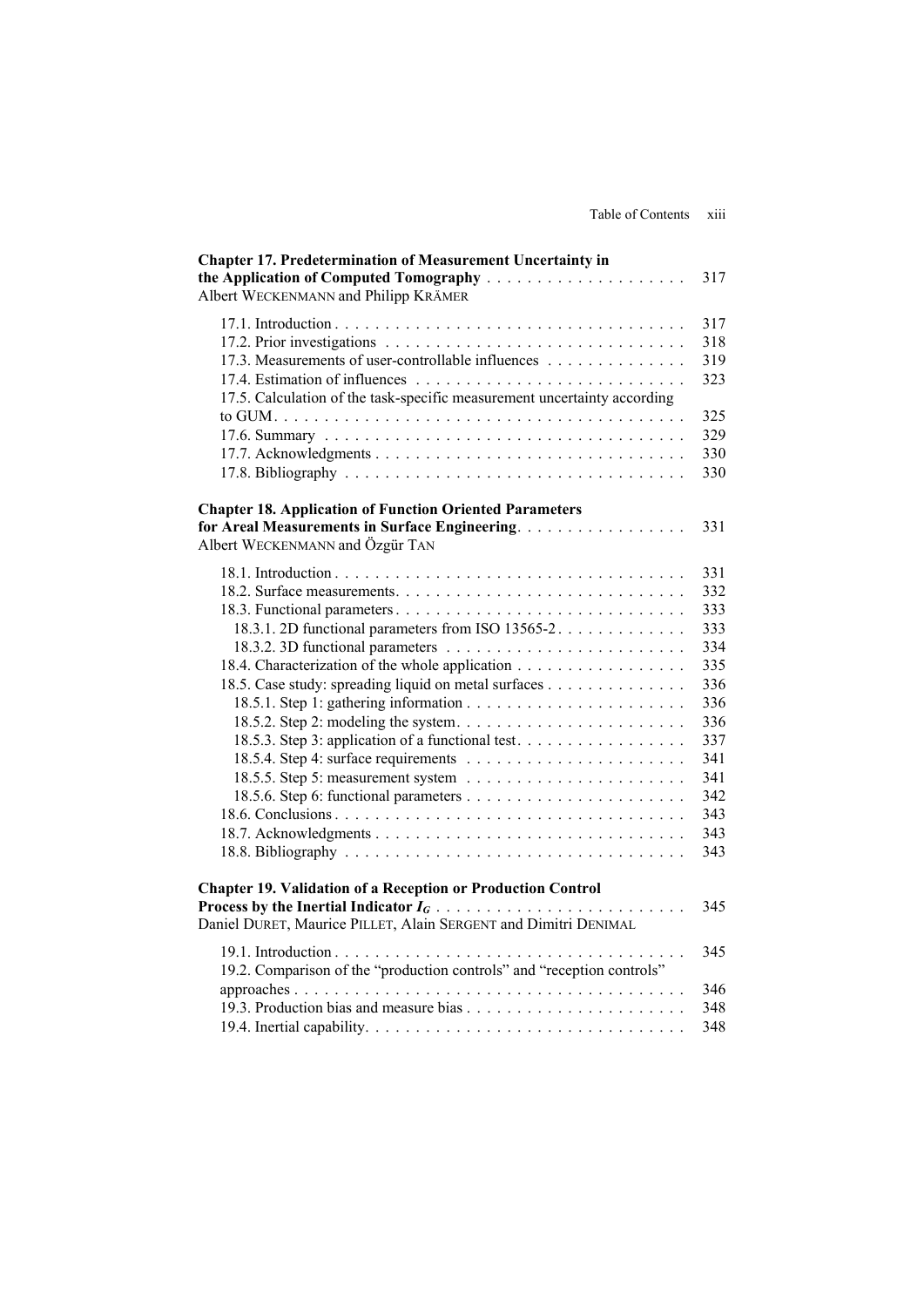**Chapter 17. Predetermination of Measurement Uncertainty in the Application of Computed Tomography** . . . . . 317
Albert WECKENMANN and Philipp KRÄMER

17.1. Introduction . . . . . 317
17.2. Prior investigations . . . . . 318
17.3. Measurements of user-controllable influences . . . . . 319
17.4. Estimation of influences . . . . . 323
17.5. Calculation of the task-specific measurement uncertainty according to GUM . . . . . 325
17.6. Summary . . . . . 329
17.7. Acknowledgments . . . . . 330
17.8. Bibliography . . . . . 330

**Chapter 18. Application of Function Oriented Parameters for Areal Measurements in Surface Engineering** . . . . . 331
Albert WECKENMANN and Özgür TAN

18.1. Introduction . . . . . 331
18.2. Surface measurements . . . . . 332
18.3. Functional parameters . . . . . 333
18.3.1. 2D functional parameters from ISO 13565-2 . . . . . 333
18.3.2. 3D functional parameters . . . . . 334
18.4. Characterization of the whole application . . . . . 335
18.5. Case study: spreading liquid on metal surfaces . . . . . 336
18.5.1. Step 1: gathering information . . . . . 336
18.5.2. Step 2: modeling the system . . . . . 336
18.5.3. Step 3: application of a functional test . . . . . 337
18.5.4. Step 4: surface requirements . . . . . 341
18.5.5. Step 5: measurement system . . . . . 341
18.5.6. Step 6: functional parameters . . . . . 342
18.6. Conclusions . . . . . 343
18.7. Acknowledgments . . . . . 343
18.8. Bibliography . . . . . 343

**Chapter 19. Validation of a Reception or Production Control Process by the Inertial Indicator $I_G$** . . . . . 345
Daniel DURET, Maurice PILLET, Alain SERGENT and Dimitri DENIMAL

19.1. Introduction . . . . . 345
19.2. Comparison of the "production controls" and "reception controls" approaches . . . . . 346
19.3. Production bias and measure bias . . . . . 348
19.4. Inertial capability . . . . . 348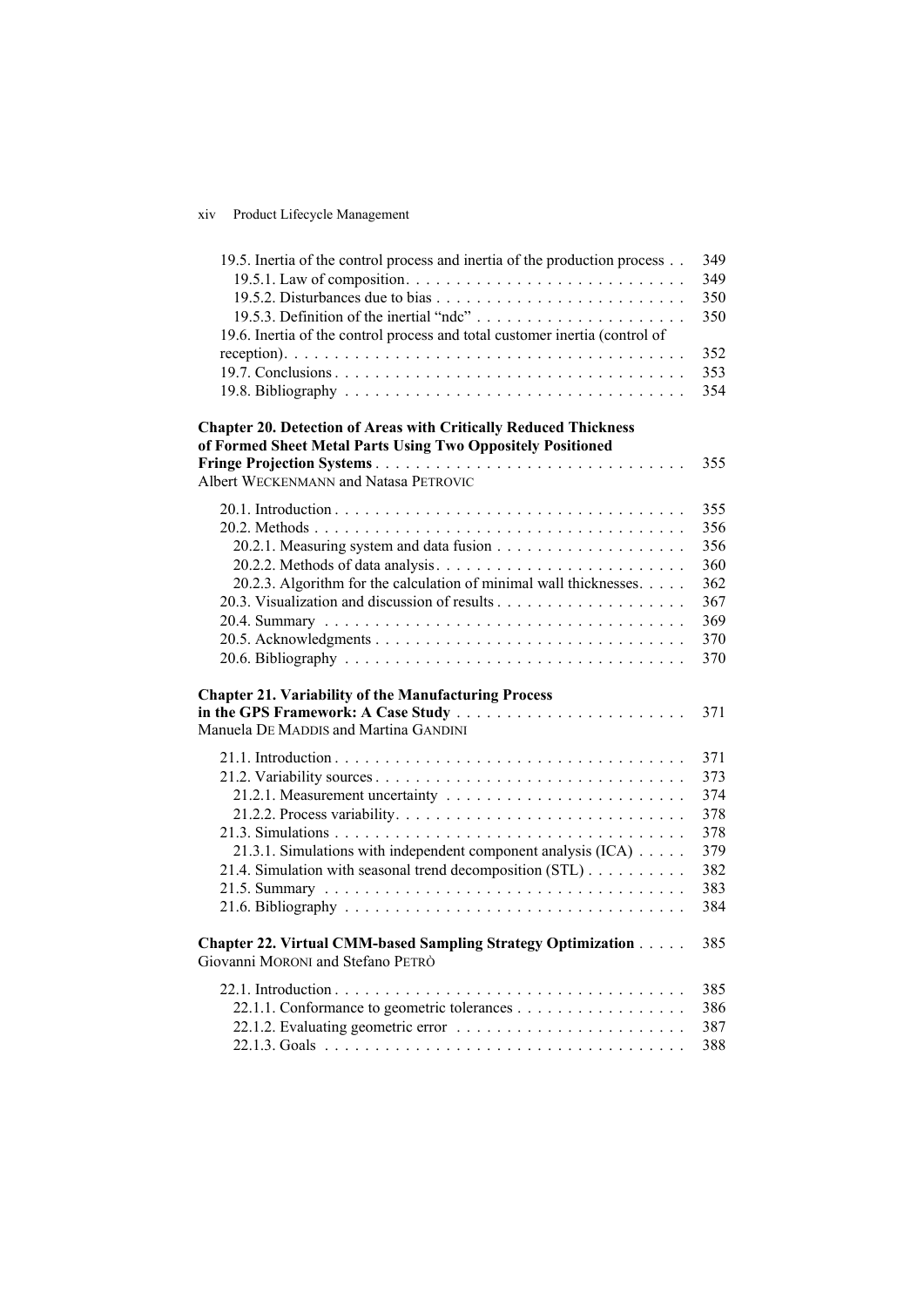19.5. Inertia of the control process and inertia of the production process . . 349
19.5.1. Law of composition. . . . . . . . . . . . . . . . . . . . . . . . . . . . 349
19.5.2. Disturbances due to bias . . . . . . . . . . . . . . . . . . . . . . . . . . 350
19.5.3. Definition of the inertial "ndc" . . . . . . . . . . . . . . . . . . . . . . 350
19.6. Inertia of the control process and total customer inertia (control of reception). . . . . . . . . . . . . . . . . . . . . . . . . . . . . . . . . . . . . . . 352
19.7. Conclusions . . . . . . . . . . . . . . . . . . . . . . . . . . . . . . . . . . . 353
19.8. Bibliography . . . . . . . . . . . . . . . . . . . . . . . . . . . . . . . . . . 354

**Chapter 20. Detection of Areas with Critically Reduced Thickness of Formed Sheet Metal Parts Using Two Oppositely Positioned Fringe Projection Systems** . . . . . . . . . . . . . . . . . . . . . . . . . . . . . . 355
Albert WECKENMANN and Natasa PETROVIC

20.1. Introduction . . . . . . . . . . . . . . . . . . . . . . . . . . . . . . . . . . . 355
20.2. Methods . . . . . . . . . . . . . . . . . . . . . . . . . . . . . . . . . . . . . 356
20.2.1. Measuring system and data fusion . . . . . . . . . . . . . . . . . . . . 356
20.2.2. Methods of data analysis. . . . . . . . . . . . . . . . . . . . . . . . . . 360
20.2.3. Algorithm for the calculation of minimal wall thicknesses. . . . . 362
20.3. Visualization and discussion of results . . . . . . . . . . . . . . . . . . . 367
20.4. Summary . . . . . . . . . . . . . . . . . . . . . . . . . . . . . . . . . . . . . 369
20.5. Acknowledgments . . . . . . . . . . . . . . . . . . . . . . . . . . . . . . . 370
20.6. Bibliography . . . . . . . . . . . . . . . . . . . . . . . . . . . . . . . . . . 370

**Chapter 21. Variability of the Manufacturing Process in the GPS Framework: A Case Study** . . . . . . . . . . . . . . . . . . . . . . . . 371
Manuela DE MADDIS and Martina GANDINI

21.1. Introduction . . . . . . . . . . . . . . . . . . . . . . . . . . . . . . . . . . . 371
21.2. Variability sources . . . . . . . . . . . . . . . . . . . . . . . . . . . . . . . 373
21.2.1. Measurement uncertainty . . . . . . . . . . . . . . . . . . . . . . . . . 374
21.2.2. Process variability. . . . . . . . . . . . . . . . . . . . . . . . . . . . . . 378
21.3. Simulations . . . . . . . . . . . . . . . . . . . . . . . . . . . . . . . . . . . 378
21.3.1. Simulations with independent component analysis (ICA) . . . . . 379
21.4. Simulation with seasonal trend decomposition (STL) . . . . . . . . . . 382
21.5. Summary . . . . . . . . . . . . . . . . . . . . . . . . . . . . . . . . . . . . . 383
21.6. Bibliography . . . . . . . . . . . . . . . . . . . . . . . . . . . . . . . . . . 384

**Chapter 22. Virtual CMM-based Sampling Strategy Optimization** . . . . . 385
Giovanni MORONI and Stefano PETRÒ

22.1. Introduction . . . . . . . . . . . . . . . . . . . . . . . . . . . . . . . . . . . 385
22.1.1. Conformance to geometric tolerances . . . . . . . . . . . . . . . . . . 386
22.1.2. Evaluating geometric error . . . . . . . . . . . . . . . . . . . . . . . . 387
22.1.3. Goals . . . . . . . . . . . . . . . . . . . . . . . . . . . . . . . . . . . . . 388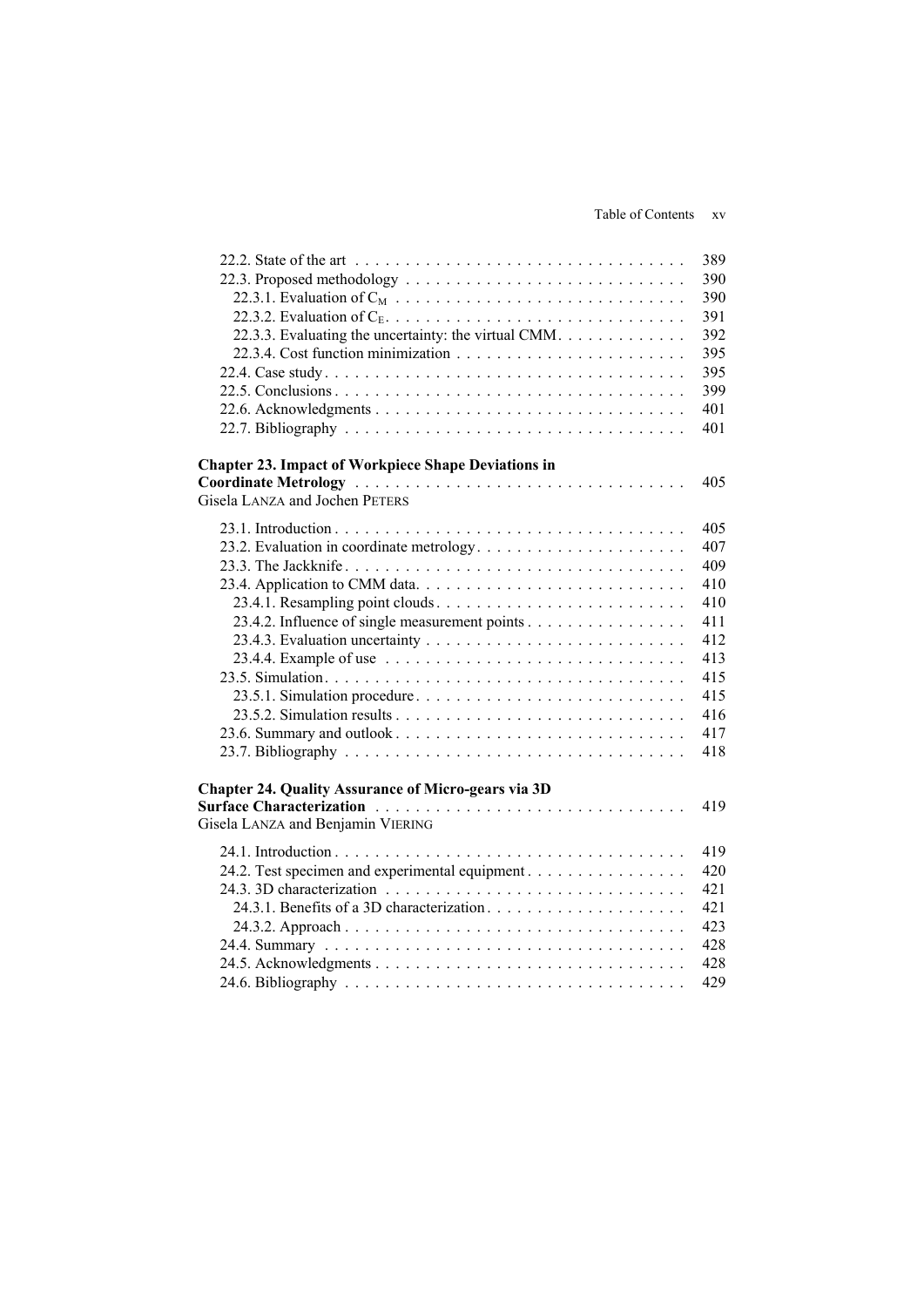22.2. State of the art . . . . . . . . . . . . . . . . . . . . . . . . . . . . . . . . . 389
22.3. Proposed methodology . . . . . . . . . . . . . . . . . . . . . . . . . . . . 390
22.3.1. Evaluation of $C_M$ . . . . . . . . . . . . . . . . . . . . . . . . . . . . . 390
22.3.2. Evaluation of $C_E$ . . . . . . . . . . . . . . . . . . . . . . . . . . . . . 391
22.3.3. Evaluating the uncertainty: the virtual CMM . . . . . . . . . . . . 392
22.3.4. Cost function minimization . . . . . . . . . . . . . . . . . . . . . . . 395
22.4. Case study . . . . . . . . . . . . . . . . . . . . . . . . . . . . . . . . . . . 395
22.5. Conclusions . . . . . . . . . . . . . . . . . . . . . . . . . . . . . . . . . . 399
22.6. Acknowledgments . . . . . . . . . . . . . . . . . . . . . . . . . . . . . . 401
22.7. Bibliography . . . . . . . . . . . . . . . . . . . . . . . . . . . . . . . . . 401

**Chapter 23. Impact of Workpiece Shape Deviations in Coordinate Metrology** . . . . . . . . . . . . . . . . . . . . . . . . . . . . . . . . 405
Gisela LANZA and Jochen PETERS

23.1. Introduction . . . . . . . . . . . . . . . . . . . . . . . . . . . . . . . . . . 405
23.2. Evaluation in coordinate metrology . . . . . . . . . . . . . . . . . . . . . 407
23.3. The Jackknife . . . . . . . . . . . . . . . . . . . . . . . . . . . . . . . . . 409
23.4. Application to CMM data . . . . . . . . . . . . . . . . . . . . . . . . . . 410
23.4.1. Resampling point clouds . . . . . . . . . . . . . . . . . . . . . . . . . 410
23.4.2. Influence of single measurement points . . . . . . . . . . . . . . . . 411
23.4.3. Evaluation uncertainty . . . . . . . . . . . . . . . . . . . . . . . . . . 412
23.4.4. Example of use . . . . . . . . . . . . . . . . . . . . . . . . . . . . . . 413
23.5. Simulation . . . . . . . . . . . . . . . . . . . . . . . . . . . . . . . . . . . 415
23.5.1. Simulation procedure . . . . . . . . . . . . . . . . . . . . . . . . . . . 415
23.5.2. Simulation results . . . . . . . . . . . . . . . . . . . . . . . . . . . . . 416
23.6. Summary and outlook . . . . . . . . . . . . . . . . . . . . . . . . . . . . 417
23.7. Bibliography . . . . . . . . . . . . . . . . . . . . . . . . . . . . . . . . . 418

**Chapter 24. Quality Assurance of Micro-gears via 3D Surface Characterization** . . . . . . . . . . . . . . . . . . . . . . . . . . . . . . . 419
Gisela LANZA and Benjamin VIERING

24.1. Introduction . . . . . . . . . . . . . . . . . . . . . . . . . . . . . . . . . . 419
24.2. Test specimen and experimental equipment . . . . . . . . . . . . . . . . 420
24.3. 3D characterization . . . . . . . . . . . . . . . . . . . . . . . . . . . . . 421
24.3.1. Benefits of a 3D characterization . . . . . . . . . . . . . . . . . . . . 421
24.3.2. Approach . . . . . . . . . . . . . . . . . . . . . . . . . . . . . . . . . . 423
24.4. Summary . . . . . . . . . . . . . . . . . . . . . . . . . . . . . . . . . . . . 428
24.5. Acknowledgments . . . . . . . . . . . . . . . . . . . . . . . . . . . . . . 428
24.6. Bibliography . . . . . . . . . . . . . . . . . . . . . . . . . . . . . . . . . 429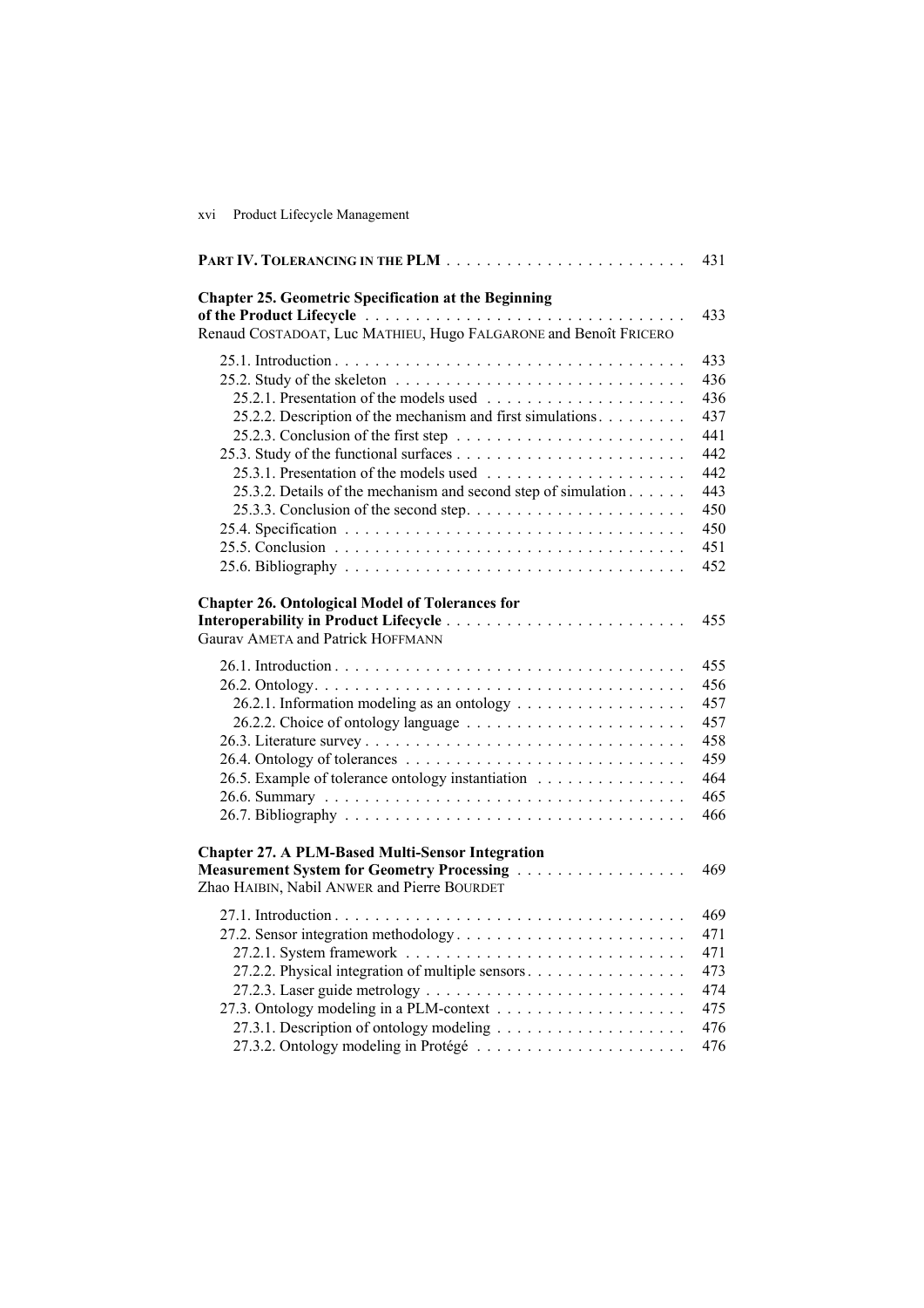**PART IV. TOLERANCING IN THE PLM** . . . . . . . . . . . . . . . . . . . . . . . . 431

**Chapter 25. Geometric Specification at the Beginning of the Product Lifecycle** . . . . . . . . . . . . . . . . . . . . . . . . . . . . . . . . 433
Renaud COSTADOAT, Luc MATHIEU, Hugo FALGARONE and Benoît FRICERO

25.1. Introduction . . . . . . . . . . . . . . . . . . . . . . . . . . . . . . . . . . . 433
25.2. Study of the skeleton . . . . . . . . . . . . . . . . . . . . . . . . . . . . . 436
25.2.1. Presentation of the models used . . . . . . . . . . . . . . . . . . . . 436
25.2.2. Description of the mechanism and first simulations . . . . . . . . . 437
25.2.3. Conclusion of the first step . . . . . . . . . . . . . . . . . . . . . . . 441
25.3. Study of the functional surfaces . . . . . . . . . . . . . . . . . . . . . . . 442
25.3.1. Presentation of the models used . . . . . . . . . . . . . . . . . . . . 442
25.3.2. Details of the mechanism and second step of simulation . . . . . . 443
25.3.3. Conclusion of the second step . . . . . . . . . . . . . . . . . . . . . . 450
25.4. Specification . . . . . . . . . . . . . . . . . . . . . . . . . . . . . . . . . . 450
25.5. Conclusion . . . . . . . . . . . . . . . . . . . . . . . . . . . . . . . . . . . 451
25.6. Bibliography . . . . . . . . . . . . . . . . . . . . . . . . . . . . . . . . . . 452

**Chapter 26. Ontological Model of Tolerances for Interoperability in Product Lifecycle** . . . . . . . . . . . . . . . . . . . . . . . . 455
Gaurav AMETA and Patrick HOFFMANN

26.1. Introduction . . . . . . . . . . . . . . . . . . . . . . . . . . . . . . . . . . . 455
26.2. Ontology . . . . . . . . . . . . . . . . . . . . . . . . . . . . . . . . . . . . 456
26.2.1. Information modeling as an ontology . . . . . . . . . . . . . . . . . 457
26.2.2. Choice of ontology language . . . . . . . . . . . . . . . . . . . . . . 457
26.3. Literature survey . . . . . . . . . . . . . . . . . . . . . . . . . . . . . . . . 458
26.4. Ontology of tolerances . . . . . . . . . . . . . . . . . . . . . . . . . . . . 459
26.5. Example of tolerance ontology instantiation . . . . . . . . . . . . . . . 464
26.6. Summary . . . . . . . . . . . . . . . . . . . . . . . . . . . . . . . . . . . . 465
26.7. Bibliography . . . . . . . . . . . . . . . . . . . . . . . . . . . . . . . . . . 466

**Chapter 27. A PLM-Based Multi-Sensor Integration Measurement System for Geometry Processing** . . . . . . . . . . . . . . . . . 469
Zhao HAIBIN, Nabil ANWER and Pierre BOURDET

27.1. Introduction . . . . . . . . . . . . . . . . . . . . . . . . . . . . . . . . . . . 469
27.2. Sensor integration methodology . . . . . . . . . . . . . . . . . . . . . . . 471
27.2.1. System framework . . . . . . . . . . . . . . . . . . . . . . . . . . . . 471
27.2.2. Physical integration of multiple sensors . . . . . . . . . . . . . . . . 473
27.2.3. Laser guide metrology . . . . . . . . . . . . . . . . . . . . . . . . . . 474
27.3. Ontology modeling in a PLM-context . . . . . . . . . . . . . . . . . . . . 475
27.3.1. Description of ontology modeling . . . . . . . . . . . . . . . . . . . 476
27.3.2. Ontology modeling in Protégé . . . . . . . . . . . . . . . . . . . . . . 476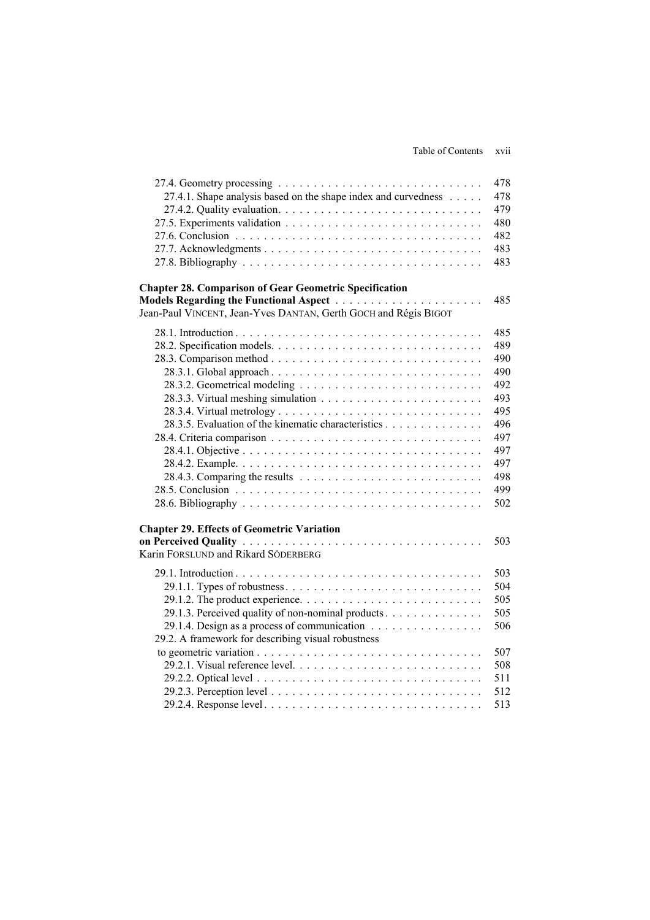27.4. Geometry processing . . . . . . . . . . . . . . . . . . . . . . . . . . . . . 478
27.4.1. Shape analysis based on the shape index and curvedness . . . . . 478
27.4.2. Quality evaluation. . . . . . . . . . . . . . . . . . . . . . . . . . . . . 479
27.5. Experiments validation . . . . . . . . . . . . . . . . . . . . . . . . . . . . 480
27.6. Conclusion . . . . . . . . . . . . . . . . . . . . . . . . . . . . . . . . . . 482
27.7. Acknowledgments . . . . . . . . . . . . . . . . . . . . . . . . . . . . . . 483
27.8. Bibliography . . . . . . . . . . . . . . . . . . . . . . . . . . . . . . . . . 483

**Chapter 28. Comparison of Gear Geometric Specification Models Regarding the Functional Aspect** . . . . . . . . . . . . . . . . . . . . . 485
Jean-Paul VINCENT, Jean-Yves DANTAN, Gerth GOCH and Régis BIGOT

28.1. Introduction . . . . . . . . . . . . . . . . . . . . . . . . . . . . . . . . . . 485
28.2. Specification models. . . . . . . . . . . . . . . . . . . . . . . . . . . . . . 489
28.3. Comparison method . . . . . . . . . . . . . . . . . . . . . . . . . . . . . . 490
28.3.1. Global approach . . . . . . . . . . . . . . . . . . . . . . . . . . . . . . 490
28.3.2. Geometrical modeling . . . . . . . . . . . . . . . . . . . . . . . . . . 492
28.3.3. Virtual meshing simulation . . . . . . . . . . . . . . . . . . . . . . . 493
28.3.4. Virtual metrology . . . . . . . . . . . . . . . . . . . . . . . . . . . . . 495
28.3.5. Evaluation of the kinematic characteristics . . . . . . . . . . . . . . 496
28.4. Criteria comparison . . . . . . . . . . . . . . . . . . . . . . . . . . . . . . 497
28.4.1. Objective . . . . . . . . . . . . . . . . . . . . . . . . . . . . . . . . . . 497
28.4.2. Example. . . . . . . . . . . . . . . . . . . . . . . . . . . . . . . . . . . 497
28.4.3. Comparing the results . . . . . . . . . . . . . . . . . . . . . . . . . . 498
28.5. Conclusion . . . . . . . . . . . . . . . . . . . . . . . . . . . . . . . . . . 499
28.6. Bibliography . . . . . . . . . . . . . . . . . . . . . . . . . . . . . . . . . 502

**Chapter 29. Effects of Geometric Variation on Perceived Quality** . . . . . . . . . . . . . . . . . . . . . . . . . . . . . . . . . . 503
Karin FORSLUND and Rikard SÖDERBERG

29.1. Introduction . . . . . . . . . . . . . . . . . . . . . . . . . . . . . . . . . . 503
29.1.1. Types of robustness . . . . . . . . . . . . . . . . . . . . . . . . . . . . 504
29.1.2. The product experience. . . . . . . . . . . . . . . . . . . . . . . . . . 505
29.1.3. Perceived quality of non-nominal products . . . . . . . . . . . . . . 505
29.1.4. Design as a process of communication . . . . . . . . . . . . . . . . 506
29.2. A framework for describing visual robustness to geometric variation . . . . . . . . . . . . . . . . . . . . . . . . . . . . . . . . 507
29.2.1. Visual reference level. . . . . . . . . . . . . . . . . . . . . . . . . . . 508
29.2.2. Optical level . . . . . . . . . . . . . . . . . . . . . . . . . . . . . . . . 511
29.2.3. Perception level . . . . . . . . . . . . . . . . . . . . . . . . . . . . . . 512
29.2.4. Response level . . . . . . . . . . . . . . . . . . . . . . . . . . . . . . . 513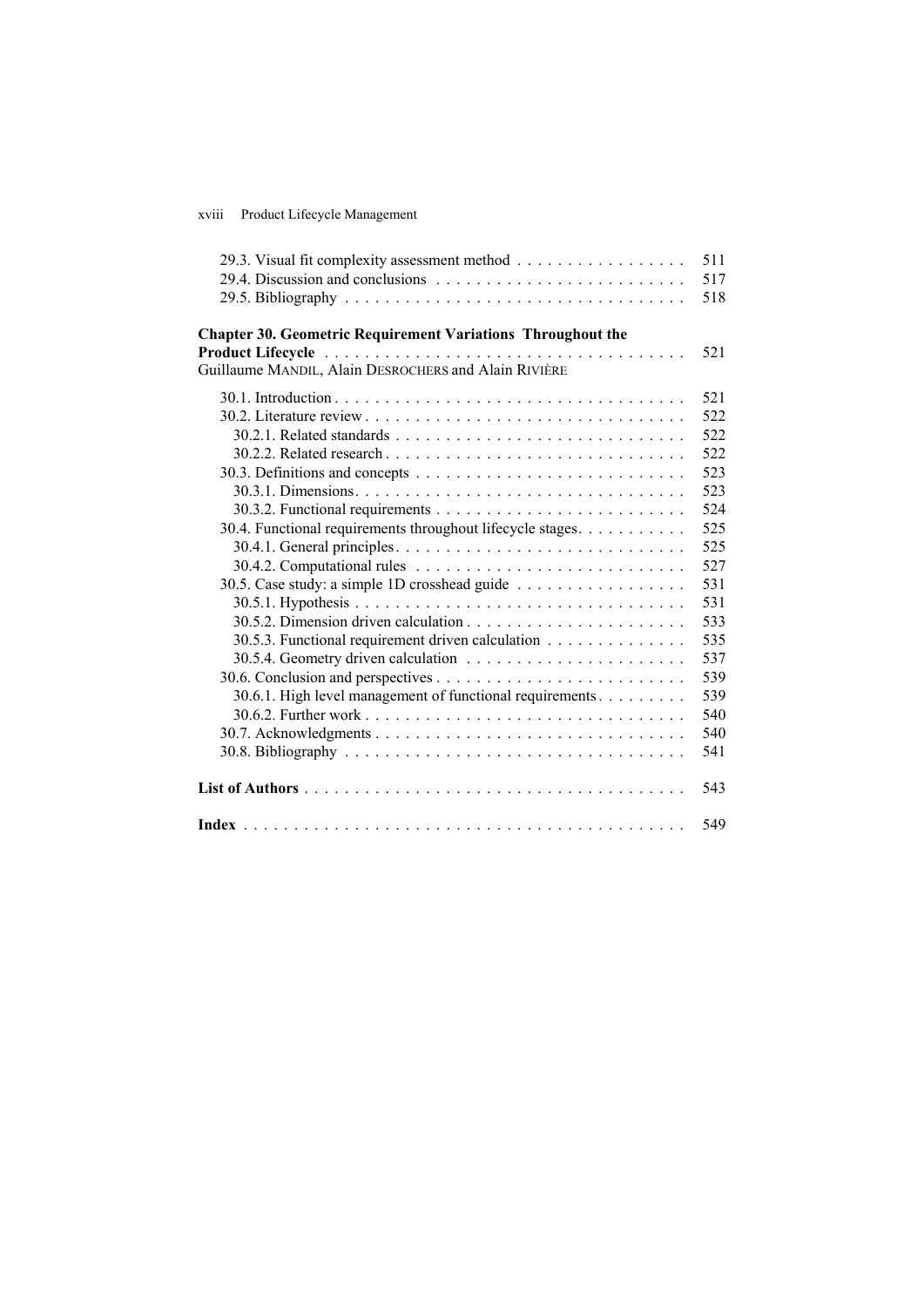29.3. Visual fit complexity assessment method . . . . . . . . . . . . . . . . . 511
29.4. Discussion and conclusions . . . . . . . . . . . . . . . . . . . . . . . . . 517
29.5. Bibliography . . . . . . . . . . . . . . . . . . . . . . . . . . . . . . . . . 518

**Chapter 30. Geometric Requirement Variations Throughout the Product Lifecycle** . . . . . . . . . . . . . . . . . . . . . . . . . . . . . . . . . . . 521
Guillaume MANDIL, Alain DESROCHERS and Alain RIVIÈRE

30.1. Introduction . . . . . . . . . . . . . . . . . . . . . . . . . . . . . . . . . . 521
30.2. Literature review . . . . . . . . . . . . . . . . . . . . . . . . . . . . . . . 522
30.2.1. Related standards . . . . . . . . . . . . . . . . . . . . . . . . . . . . 522
30.2.2. Related research . . . . . . . . . . . . . . . . . . . . . . . . . . . . . 522
30.3. Definitions and concepts . . . . . . . . . . . . . . . . . . . . . . . . . . 523
30.3.1. Dimensions . . . . . . . . . . . . . . . . . . . . . . . . . . . . . . . . 523
30.3.2. Functional requirements . . . . . . . . . . . . . . . . . . . . . . . . 524
30.4. Functional requirements throughout lifecycle stages . . . . . . . . . . . 525
30.4.1. General principles . . . . . . . . . . . . . . . . . . . . . . . . . . . . 525
30.4.2. Computational rules . . . . . . . . . . . . . . . . . . . . . . . . . . . 527
30.5. Case study: a simple 1D crosshead guide . . . . . . . . . . . . . . . . . 531
30.5.1. Hypothesis . . . . . . . . . . . . . . . . . . . . . . . . . . . . . . . . 531
30.5.2. Dimension driven calculation . . . . . . . . . . . . . . . . . . . . . . 533
30.5.3. Functional requirement driven calculation . . . . . . . . . . . . . . 535
30.5.4. Geometry driven calculation . . . . . . . . . . . . . . . . . . . . . . 537
30.6. Conclusion and perspectives . . . . . . . . . . . . . . . . . . . . . . . . 539
30.6.1. High level management of functional requirements . . . . . . . . . 539
30.6.2. Further work . . . . . . . . . . . . . . . . . . . . . . . . . . . . . . . 540
30.7. Acknowledgments . . . . . . . . . . . . . . . . . . . . . . . . . . . . . . 540
30.8. Bibliography . . . . . . . . . . . . . . . . . . . . . . . . . . . . . . . . . 541

**List of Authors** . . . . . . . . . . . . . . . . . . . . . . . . . . . . . . . . . . . 543

**Index** . . . . . . . . . . . . . . . . . . . . . . . . . . . . . . . . . . . . . . . . 549